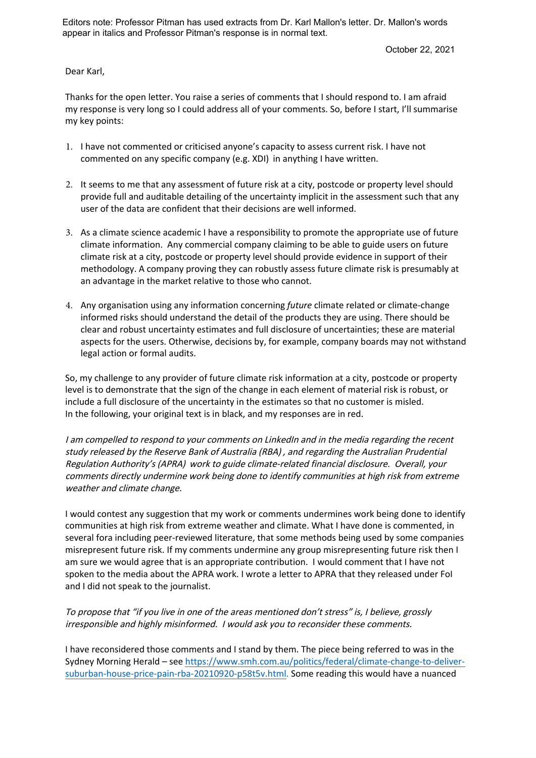Editors note: Professor Pitman has used extracts from Dr. Karl Mallon's letter. Dr. Mallon's words appear in italics and Professor Pitman's response is in normal text.

October 22, 2021

Dear Karl,

Thanks for the open letter. You raise a series of comments that I should respond to. I am afraid my response is very long so I could address all of your comments. So, before I start, I'll summarise my key points:

1. I have not commented or criticised anyone's capacity to assess current risk. I have not commented on any specific company (e.g. XDI) in anything I have written.

2. It seems to me that any assessment of future risk at a city, postcode or property level should provide full and auditable detailing of the uncertainty implicit in the assessment such that any user of the data are confident that their decisions are well informed.

3. As a climate science academic I have a responsibility to promote the appropriate use of future climate information. Any commercial company claiming to be able to guide users on future climate risk at a city, postcode or property level should provide evidence in support of their methodology. A company proving they can robustly assess future climate risk is presumably at an advantage in the market relative to those who cannot.

4. Any organisation using any information concerning *future* climate related or climate-change informed risks should understand the detail of the products they are using. There should be clear and robust uncertainty estimates and full disclosure of uncertainties; these are material aspects for the users. Otherwise, decisions by, for example, company boards may not withstand legal action or formal audits.

So, my challenge to any provider of future climate risk information at a city, postcode or property level is to demonstrate that the sign of the change in each element of material risk is robust, or include a full disclosure of the uncertainty in the estimates so that no customer is misled. In the following, your original text is in black, and my responses are in red.

*I am compelled to respond to your comments on LinkedIn and in the media regarding the recent study released by the Reserve Bank of Australia (RBA), and regarding the Australian Prudential Regulation Authority's (APRA) work to guide climate-related financial disclosure. Overall, your comments directly undermine work being done to identify communities at high risk from extreme weather and climate change.*

I would contest any suggestion that my work or comments undermines work being done to identify communities at high risk from extreme weather and climate. What I have done is commented, in several fora including peer-reviewed literature, that some methods being used by some companies misrepresent future risk. If my comments undermine any group misrepresenting future risk then I am sure we would agree that is an appropriate contribution. I would comment that I have not spoken to the media about the APRA work. I wrote a letter to APRA that they released under FoI and I did not speak to the journalist.

*To propose that "if you live in one of the areas mentioned don't stress" is, I believe, grossly irresponsible and highly misinformed. I would ask you to reconsider these comments.*

I have reconsidered those comments and I stand by them. The piece being referred to was in the Sydney Morning Herald – see https://www.smh.com.au/politics/federal/climate-change-to-deliver-suburban-house-price-pain-rba-20210920-p58t5v.html. Some reading this would have a nuanced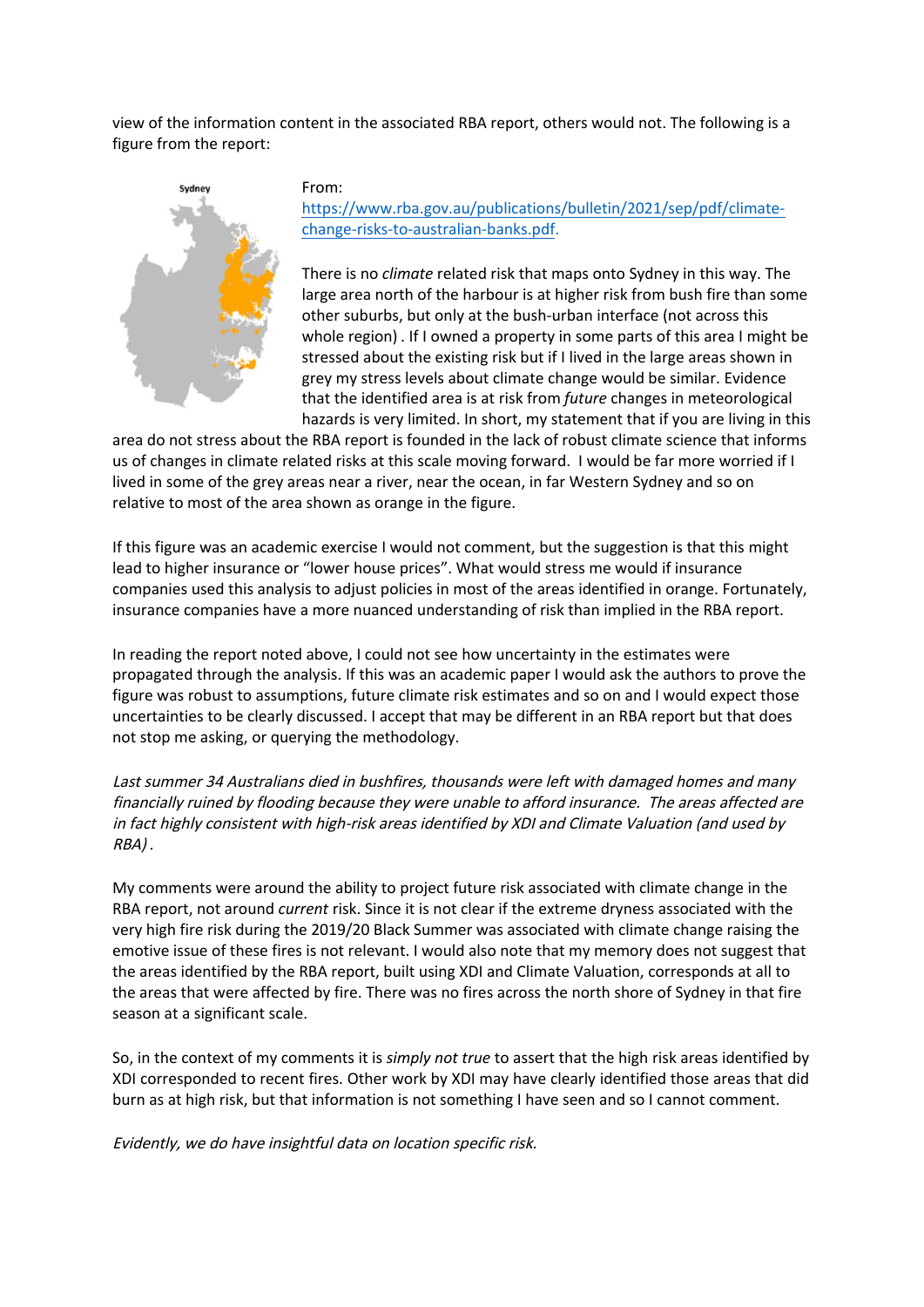view of the information content in the associated RBA report, others would not. The following is a figure from the report:

From: https://www.rba.gov.au/publications/bulletin/2021/sep/pdf/climate-change-risks-to-australian-banks.pdf.

There is no *climate* related risk that maps onto Sydney in this way. The large area north of the harbour is at higher risk from bush fire than some other suburbs, but only at the bush-urban interface (not across this whole region) . If I owned a property in some parts of this area I might be stressed about the existing risk but if I lived in the large areas shown in grey my stress levels about climate change would be similar. Evidence that the identified area is at risk from *future* changes in meteorological hazards is very limited. In short, my statement that if you are living in this area do not stress about the RBA report is founded in the lack of robust climate science that informs us of changes in climate related risks at this scale moving forward. I would be far more worried if I lived in some of the grey areas near a river, near the ocean, in far Western Sydney and so on relative to most of the area shown as orange in the figure.

If this figure was an academic exercise I would not comment, but the suggestion is that this might lead to higher insurance or "lower house prices". What would stress me would if insurance companies used this analysis to adjust policies in most of the areas identified in orange. Fortunately, insurance companies have a more nuanced understanding of risk than implied in the RBA report.

In reading the report noted above, I could not see how uncertainty in the estimates were propagated through the analysis. If this was an academic paper I would ask the authors to prove the figure was robust to assumptions, future climate risk estimates and so on and I would expect those uncertainties to be clearly discussed. I accept that may be different in an RBA report but that does not stop me asking, or querying the methodology.

*Last summer 34 Australians died in bushfires, thousands were left with damaged homes and many financially ruined by flooding because they were unable to afford insurance. The areas affected are in fact highly consistent with high-risk areas identified by XDI and Climate Valuation (and used by RBA).*

My comments were around the ability to project future risk associated with climate change in the RBA report, not around *current* risk. Since it is not clear if the extreme dryness associated with the very high fire risk during the 2019/20 Black Summer was associated with climate change raising the emotive issue of these fires is not relevant. I would also note that my memory does not suggest that the areas identified by the RBA report, built using XDI and Climate Valuation, corresponds at all to the areas that were affected by fire. There was no fires across the north shore of Sydney in that fire season at a significant scale.

So, in the context of my comments it is *simply not true* to assert that the high risk areas identified by XDI corresponded to recent fires. Other work by XDI may have clearly identified those areas that did burn as at high risk, but that information is not something I have seen and so I cannot comment.

*Evidently, we do have insightful data on location specific risk.*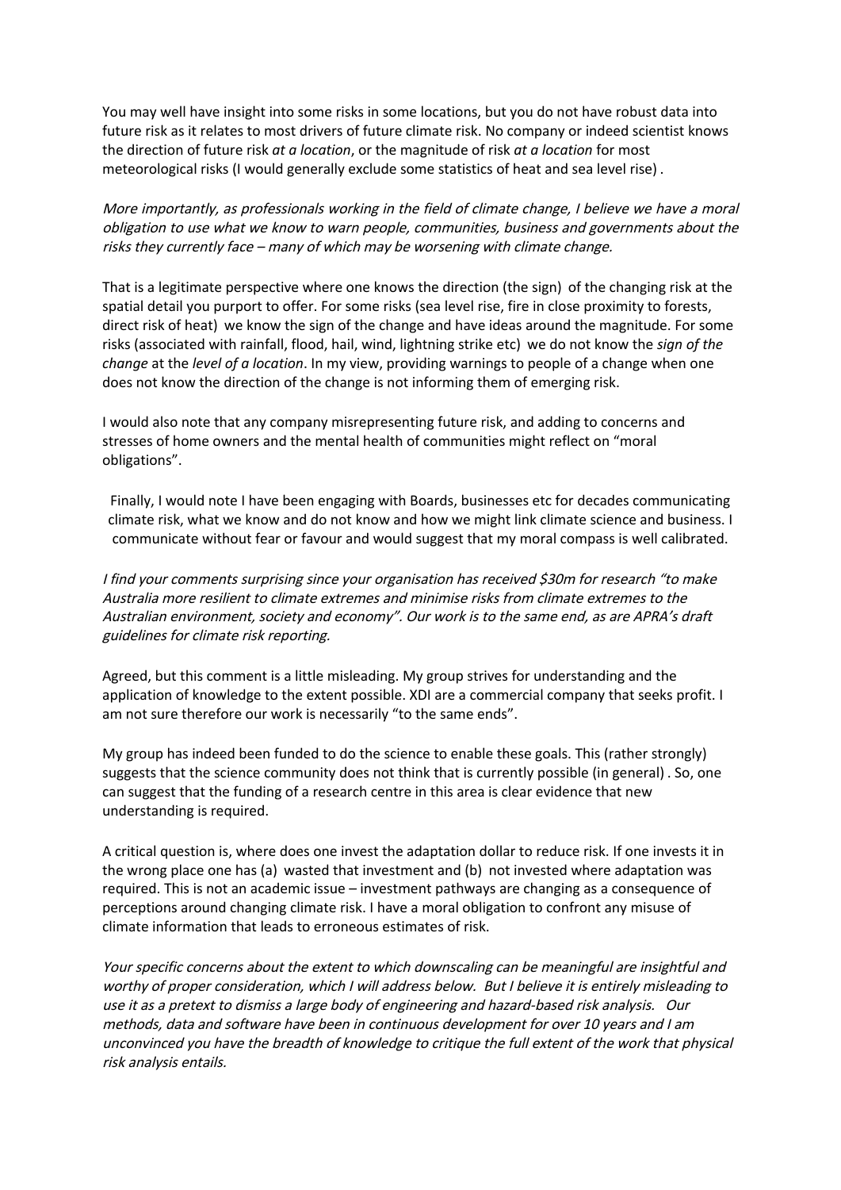You may well have insight into some risks in some locations, but you do not have robust data into future risk as it relates to most drivers of future climate risk. No company or indeed scientist knows the direction of future risk *at a location*, or the magnitude of risk *at a location* for most meteorological risks (I would generally exclude some statistics of heat and sea level rise) .

*More importantly, as professionals working in the field of climate change, I believe we have a moral obligation to use what we know to warn people, communities, business and governments about the risks they currently face – many of which may be worsening with climate change.*

That is a legitimate perspective where one knows the direction (the sign) of the changing risk at the spatial detail you purport to offer. For some risks (sea level rise, fire in close proximity to forests, direct risk of heat) we know the sign of the change and have ideas around the magnitude. For some risks (associated with rainfall, flood, hail, wind, lightning strike etc) we do not know the *sign of the change* at the *level of a location*. In my view, providing warnings to people of a change when one does not know the direction of the change is not informing them of emerging risk.

I would also note that any company misrepresenting future risk, and adding to concerns and stresses of home owners and the mental health of communities might reflect on "moral obligations".

Finally, I would note I have been engaging with Boards, businesses etc for decades communicating climate risk, what we know and do not know and how we might link climate science and business. I communicate without fear or favour and would suggest that my moral compass is well calibrated.

*I find your comments surprising since your organisation has received $30m for research "to make Australia more resilient to climate extremes and minimise risks from climate extremes to the Australian environment, society and economy". Our work is to the same end, as are APRA's draft guidelines for climate risk reporting.*

Agreed, but this comment is a little misleading. My group strives for understanding and the application of knowledge to the extent possible. XDI are a commercial company that seeks profit. I am not sure therefore our work is necessarily "to the same ends".

My group has indeed been funded to do the science to enable these goals. This (rather strongly) suggests that the science community does not think that is currently possible (in general) . So, one can suggest that the funding of a research centre in this area is clear evidence that new understanding is required.

A critical question is, where does one invest the adaptation dollar to reduce risk. If one invests it in the wrong place one has (a) wasted that investment and (b) not invested where adaptation was required. This is not an academic issue – investment pathways are changing as a consequence of perceptions around changing climate risk. I have a moral obligation to confront any misuse of climate information that leads to erroneous estimates of risk.

*Your specific concerns about the extent to which downscaling can be meaningful are insightful and worthy of proper consideration, which I will address below. But I believe it is entirely misleading to use it as a pretext to dismiss a large body of engineering and hazard-based risk analysis. Our methods, data and software have been in continuous development for over 10 years and I am unconvinced you have the breadth of knowledge to critique the full extent of the work that physical risk analysis entails.*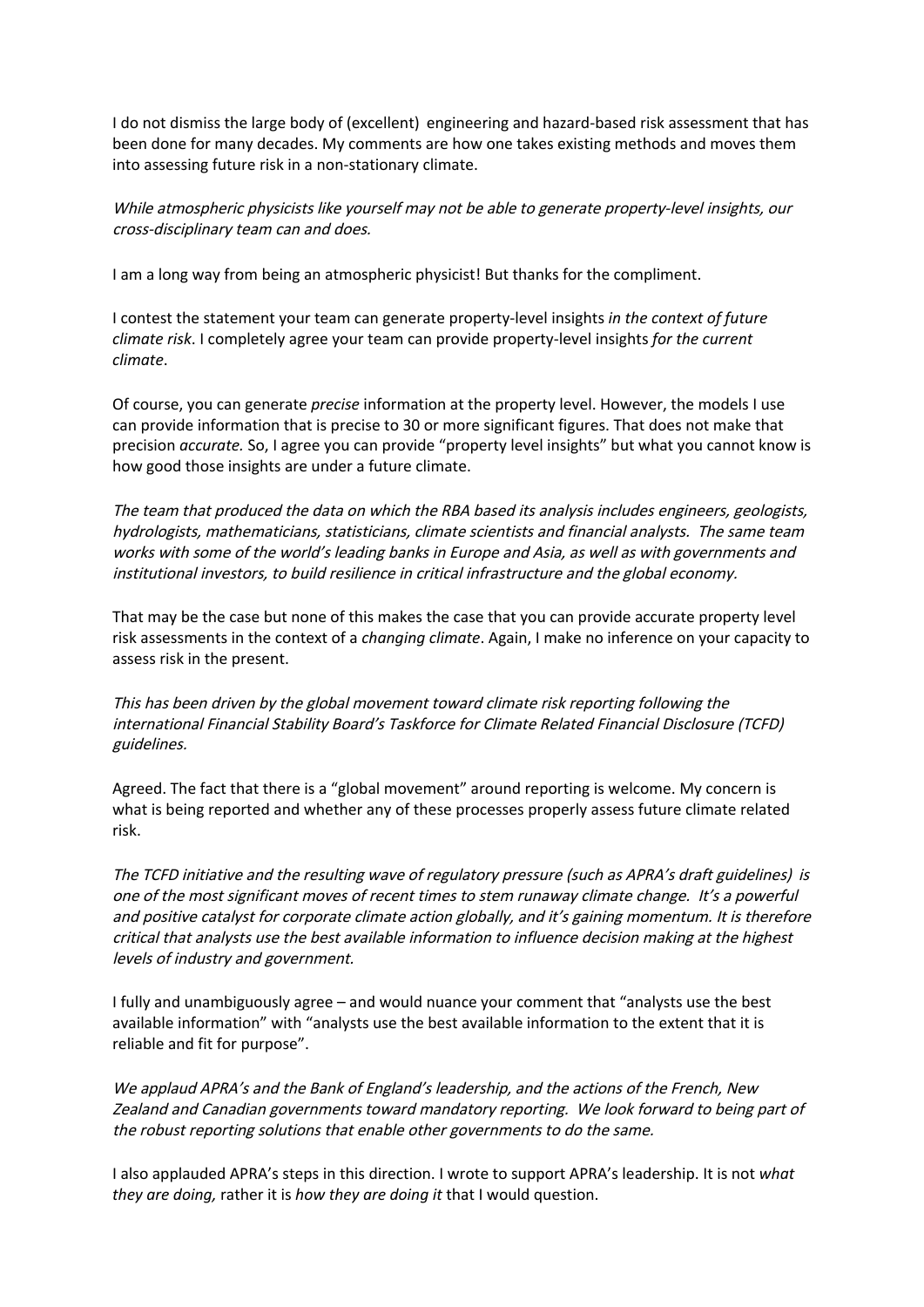I do not dismiss the large body of (excellent) engineering and hazard-based risk assessment that has been done for many decades. My comments are how one takes existing methods and moves them into assessing future risk in a non-stationary climate.

*While atmospheric physicists like yourself may not be able to generate property-level insights, our cross-disciplinary team can and does.*

I am a long way from being an atmospheric physicist! But thanks for the compliment.

I contest the statement your team can generate property-level insights *in the context of future climate risk*. I completely agree your team can provide property-level insights *for the current climate*.

Of course, you can generate *precise* information at the property level. However, the models I use can provide information that is precise to 30 or more significant figures. That does not make that precision *accurate*. So, I agree you can provide "property level insights" but what you cannot know is how good those insights are under a future climate.

*The team that produced the data on which the RBA based its analysis includes engineers, geologists, hydrologists, mathematicians, statisticians, climate scientists and financial analysts. The same team works with some of the world's leading banks in Europe and Asia, as well as with governments and institutional investors, to build resilience in critical infrastructure and the global economy.*

That may be the case but none of this makes the case that you can provide accurate property level risk assessments in the context of a *changing climate*. Again, I make no inference on your capacity to assess risk in the present.

*This has been driven by the global movement toward climate risk reporting following the international Financial Stability Board's Taskforce for Climate Related Financial Disclosure (TCFD) guidelines.*

Agreed. The fact that there is a "global movement" around reporting is welcome. My concern is what is being reported and whether any of these processes properly assess future climate related risk.

*The TCFD initiative and the resulting wave of regulatory pressure (such as APRA's draft guidelines) is one of the most significant moves of recent times to stem runaway climate change. It's a powerful and positive catalyst for corporate climate action globally, and it's gaining momentum. It is therefore critical that analysts use the best available information to influence decision making at the highest levels of industry and government.*

I fully and unambiguously agree – and would nuance your comment that "analysts use the best available information" with "analysts use the best available information to the extent that it is reliable and fit for purpose".

*We applaud APRA's and the Bank of England's leadership, and the actions of the French, New Zealand and Canadian governments toward mandatory reporting. We look forward to being part of the robust reporting solutions that enable other governments to do the same.*

I also applauded APRA's steps in this direction. I wrote to support APRA's leadership. It is not *what they are doing,* rather it is *how they are doing it* that I would question.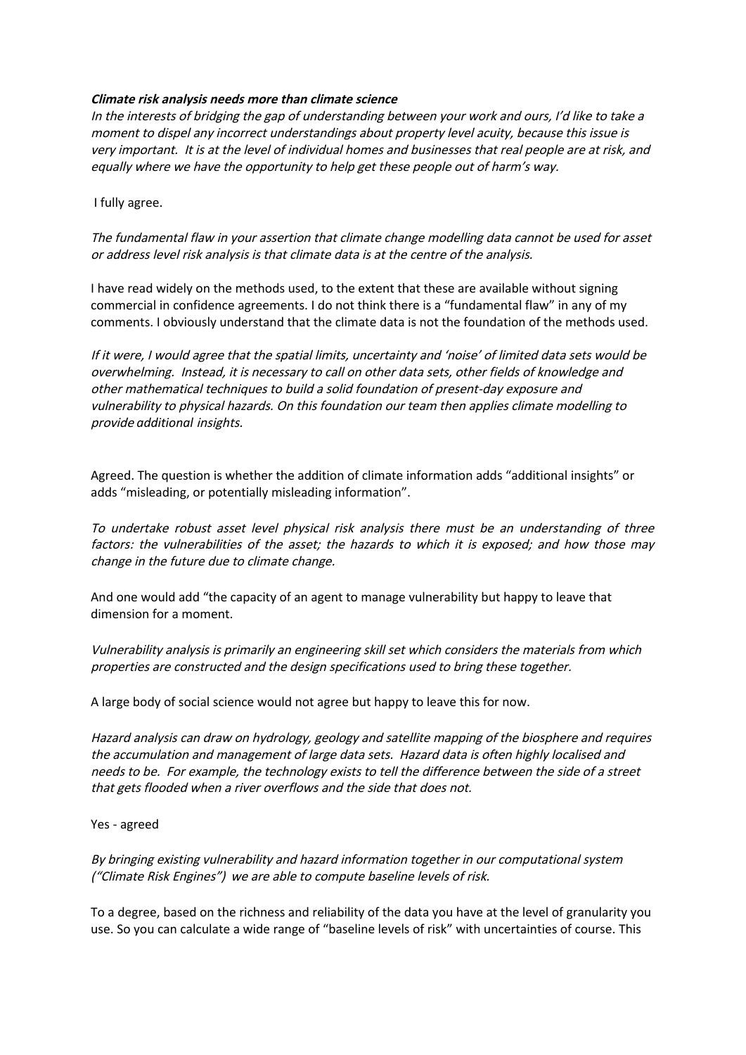***Climate risk analysis needs more than climate science***

*In the interests of bridging the gap of understanding between your work and ours, I'd like to take a moment to dispel any incorrect understandings about property level acuity, because this issue is very important. It is at the level of individual homes and businesses that real people are at risk, and equally where we have the opportunity to help get these people out of harm's way.*

I fully agree.

*The fundamental flaw in your assertion that climate change modelling data cannot be used for asset or address level risk analysis is that climate data is at the centre of the analysis.*

I have read widely on the methods used, to the extent that these are available without signing commercial in confidence agreements. I do not think there is a "fundamental flaw" in any of my comments. I obviously understand that the climate data is not the foundation of the methods used.

*If it were, I would agree that the spatial limits, uncertainty and 'noise' of limited data sets would be overwhelming. Instead, it is necessary to call on other data sets, other fields of knowledge and other mathematical techniques to build a solid foundation of present-day exposure and vulnerability to physical hazards. On this foundation our team then applies climate modelling to provide additional insights.*

Agreed. The question is whether the addition of climate information adds "additional insights" or adds "misleading, or potentially misleading information".

*To undertake robust asset level physical risk analysis there must be an understanding of three factors: the vulnerabilities of the asset; the hazards to which it is exposed; and how those may change in the future due to climate change.*

And one would add "the capacity of an agent to manage vulnerability but happy to leave that dimension for a moment.

*Vulnerability analysis is primarily an engineering skill set which considers the materials from which properties are constructed and the design specifications used to bring these together.*

A large body of social science would not agree but happy to leave this for now.

*Hazard analysis can draw on hydrology, geology and satellite mapping of the biosphere and requires the accumulation and management of large data sets. Hazard data is often highly localised and needs to be. For example, the technology exists to tell the difference between the side of a street that gets flooded when a river overflows and the side that does not.*

Yes - agreed

*By bringing existing vulnerability and hazard information together in our computational system ("Climate Risk Engines") we are able to compute baseline levels of risk.*

To a degree, based on the richness and reliability of the data you have at the level of granularity you use. So you can calculate a wide range of "baseline levels of risk" with uncertainties of course. This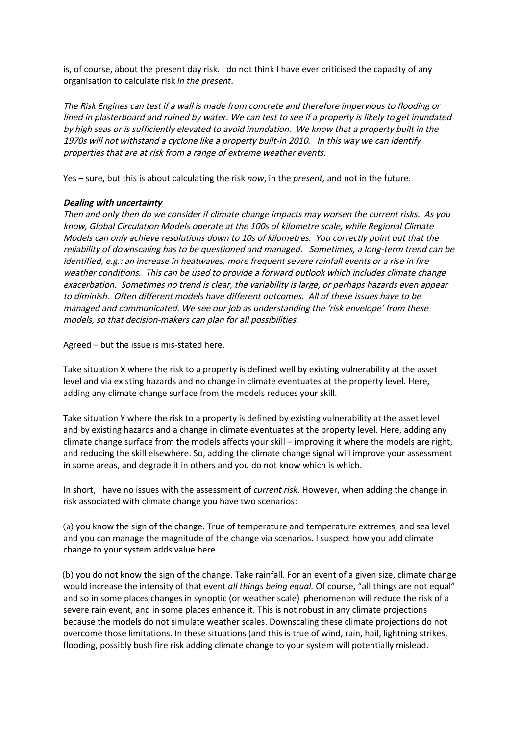is, of course, about the present day risk. I do not think I have ever criticised the capacity of any organisation to calculate risk *in the present*.

*The Risk Engines can test if a wall is made from concrete and therefore impervious to flooding or lined in plasterboard and ruined by water. We can test to see if a property is likely to get inundated by high seas or is sufficiently elevated to avoid inundation. We know that a property built in the 1970s will not withstand a cyclone like a property built-in 2010. In this way we can identify properties that are at risk from a range of extreme weather events.*

Yes – sure, but this is about calculating the risk *now*, in the *present,* and not in the future.

***Dealing with uncertainty***

*Then and only then do we consider if climate change impacts may worsen the current risks. As you know, Global Circulation Models operate at the 100s of kilometre scale, while Regional Climate Models can only achieve resolutions down to 10s of kilometres. You correctly point out that the reliability of downscaling has to be questioned and managed. Sometimes, a long-term trend can be identified, e.g.: an increase in heatwaves, more frequent severe rainfall events or a rise in fire weather conditions. This can be used to provide a forward outlook which includes climate change exacerbation. Sometimes no trend is clear, the variability is large, or perhaps hazards even appear to diminish. Often different models have different outcomes. All of these issues have to be managed and communicated. We see our job as understanding the 'risk envelope' from these models, so that decision-makers can plan for all possibilities.*

Agreed – but the issue is mis-stated here.

Take situation X where the risk to a property is defined well by existing vulnerability at the asset level and via existing hazards and no change in climate eventuates at the property level. Here, adding any climate change surface from the models reduces your skill.

Take situation Y where the risk to a property is defined by existing vulnerability at the asset level and by existing hazards and a change in climate eventuates at the property level. Here, adding any climate change surface from the models affects your skill – improving it where the models are right, and reducing the skill elsewhere. So, adding the climate change signal will improve your assessment in some areas, and degrade it in others and you do not know which is which.

In short, I have no issues with the assessment of *current risk*. However, when adding the change in risk associated with climate change you have two scenarios:

(a) you know the sign of the change. True of temperature and temperature extremes, and sea level and you can manage the magnitude of the change via scenarios. I suspect how you add climate change to your system adds value here.

(b) you do not know the sign of the change. Take rainfall. For an event of a given size, climate change would increase the intensity of that event *all things being equal.* Of course, "all things are not equal" and so in some places changes in synoptic (or weather scale) phenomenon will reduce the risk of a severe rain event, and in some places enhance it. This is not robust in any climate projections because the models do not simulate weather scales. Downscaling these climate projections do not overcome those limitations. In these situations (and this is true of wind, rain, hail, lightning strikes, flooding, possibly bush fire risk adding climate change to your system will potentially mislead.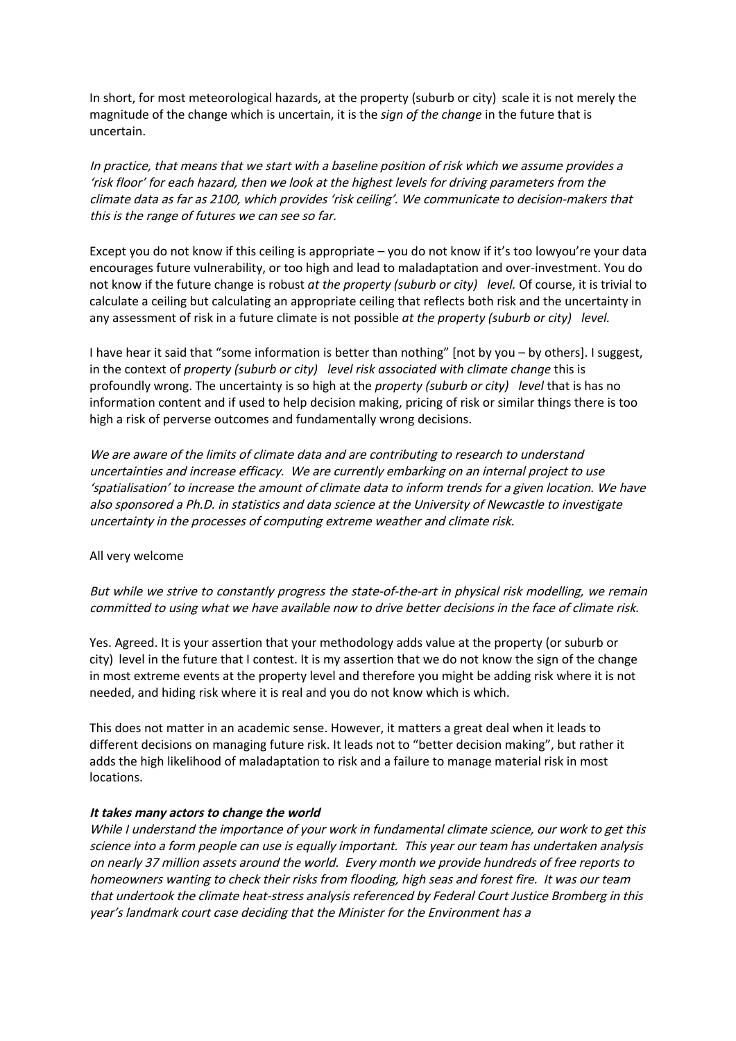In short, for most meteorological hazards, at the property (suburb or city) scale it is not merely the magnitude of the change which is uncertain, it is the *sign of the change* in the future that is uncertain.

*In practice, that means that we start with a baseline position of risk which we assume provides a 'risk floor' for each hazard, then we look at the highest levels for driving parameters from the climate data as far as 2100, which provides 'risk ceiling'. We communicate to decision-makers that this is the range of futures we can see so far.*

Except you do not know if this ceiling is appropriate – you do not know if it's too lowyou're your data encourages future vulnerability, or too high and lead to maladaptation and over-investment. You do not know if the future change is robust *at the property (suburb or city) level.* Of course, it is trivial to calculate a ceiling but calculating an appropriate ceiling that reflects both risk and the uncertainty in any assessment of risk in a future climate is not possible *at the property (suburb or city) level.*

I have hear it said that "some information is better than nothing" [not by you – by others]. I suggest, in the context of *property (suburb or city) level risk associated with climate change* this is profoundly wrong. The uncertainty is so high at the *property (suburb or city) level* that is has no information content and if used to help decision making, pricing of risk or similar things there is too high a risk of perverse outcomes and fundamentally wrong decisions.

*We are aware of the limits of climate data and are contributing to research to understand uncertainties and increase efficacy. We are currently embarking on an internal project to use 'spatialisation' to increase the amount of climate data to inform trends for a given location. We have also sponsored a Ph.D. in statistics and data science at the University of Newcastle to investigate uncertainty in the processes of computing extreme weather and climate risk.*

All very welcome

*But while we strive to constantly progress the state-of-the-art in physical risk modelling, we remain committed to using what we have available now to drive better decisions in the face of climate risk.*

Yes. Agreed. It is your assertion that your methodology adds value at the property (or suburb or city) level in the future that I contest. It is my assertion that we do not know the sign of the change in most extreme events at the property level and therefore you might be adding risk where it is not needed, and hiding risk where it is real and you do not know which is which.

This does not matter in an academic sense. However, it matters a great deal when it leads to different decisions on managing future risk. It leads not to "better decision making", but rather it adds the high likelihood of maladaptation to risk and a failure to manage material risk in most locations.

***It takes many actors to change the world***

*While I understand the importance of your work in fundamental climate science, our work to get this science into a form people can use is equally important. This year our team has undertaken analysis on nearly 37 million assets around the world. Every month we provide hundreds of free reports to homeowners wanting to check their risks from flooding, high seas and forest fire. It was our team that undertook the climate heat-stress analysis referenced by Federal Court Justice Bromberg in this year's landmark court case deciding that the Minister for the Environment has a*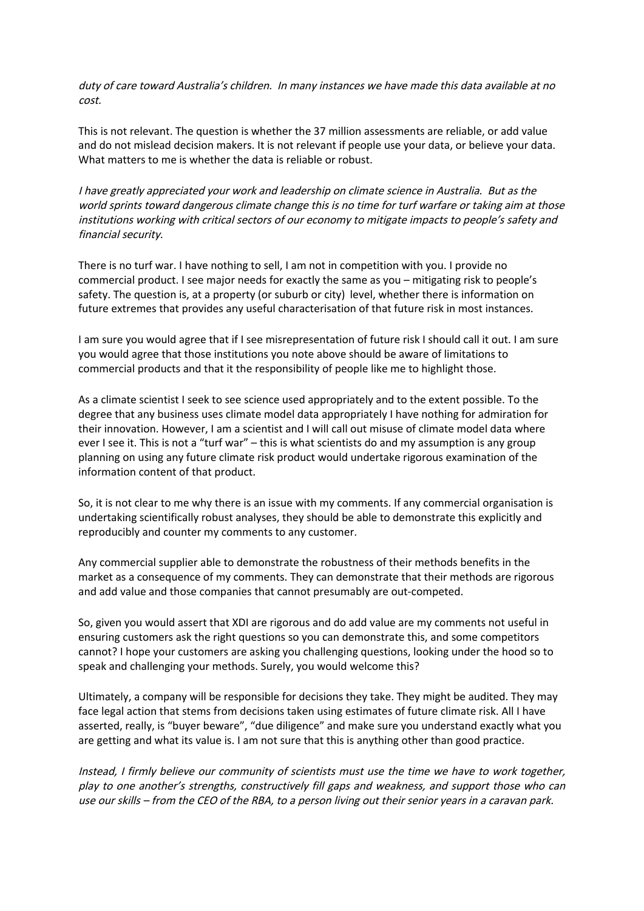*duty of care toward Australia's children. In many instances we have made this data available at no cost.*

This is not relevant. The question is whether the 37 million assessments are reliable, or add value and do not mislead decision makers. It is not relevant if people use your data, or believe your data. What matters to me is whether the data is reliable or robust.

*I have greatly appreciated your work and leadership on climate science in Australia. But as the world sprints toward dangerous climate change this is no time for turf warfare or taking aim at those institutions working with critical sectors of our economy to mitigate impacts to people's safety and financial security.*

There is no turf war. I have nothing to sell, I am not in competition with you. I provide no commercial product. I see major needs for exactly the same as you – mitigating risk to people's safety. The question is, at a property (or suburb or city) level, whether there is information on future extremes that provides any useful characterisation of that future risk in most instances.

I am sure you would agree that if I see misrepresentation of future risk I should call it out. I am sure you would agree that those institutions you note above should be aware of limitations to commercial products and that it the responsibility of people like me to highlight those.

As a climate scientist I seek to see science used appropriately and to the extent possible. To the degree that any business uses climate model data appropriately I have nothing for admiration for their innovation. However, I am a scientist and I will call out misuse of climate model data where ever I see it. This is not a "turf war" – this is what scientists do and my assumption is any group planning on using any future climate risk product would undertake rigorous examination of the information content of that product.

So, it is not clear to me why there is an issue with my comments. If any commercial organisation is undertaking scientifically robust analyses, they should be able to demonstrate this explicitly and reproducibly and counter my comments to any customer.

Any commercial supplier able to demonstrate the robustness of their methods benefits in the market as a consequence of my comments. They can demonstrate that their methods are rigorous and add value and those companies that cannot presumably are out-competed.

So, given you would assert that XDI are rigorous and do add value are my comments not useful in ensuring customers ask the right questions so you can demonstrate this, and some competitors cannot? I hope your customers are asking you challenging questions, looking under the hood so to speak and challenging your methods. Surely, you would welcome this?

Ultimately, a company will be responsible for decisions they take. They might be audited. They may face legal action that stems from decisions taken using estimates of future climate risk. All I have asserted, really, is "buyer beware", "due diligence" and make sure you understand exactly what you are getting and what its value is. I am not sure that this is anything other than good practice.

*Instead, I firmly believe our community of scientists must use the time we have to work together, play to one another's strengths, constructively fill gaps and weakness, and support those who can use our skills – from the CEO of the RBA, to a person living out their senior years in a caravan park.*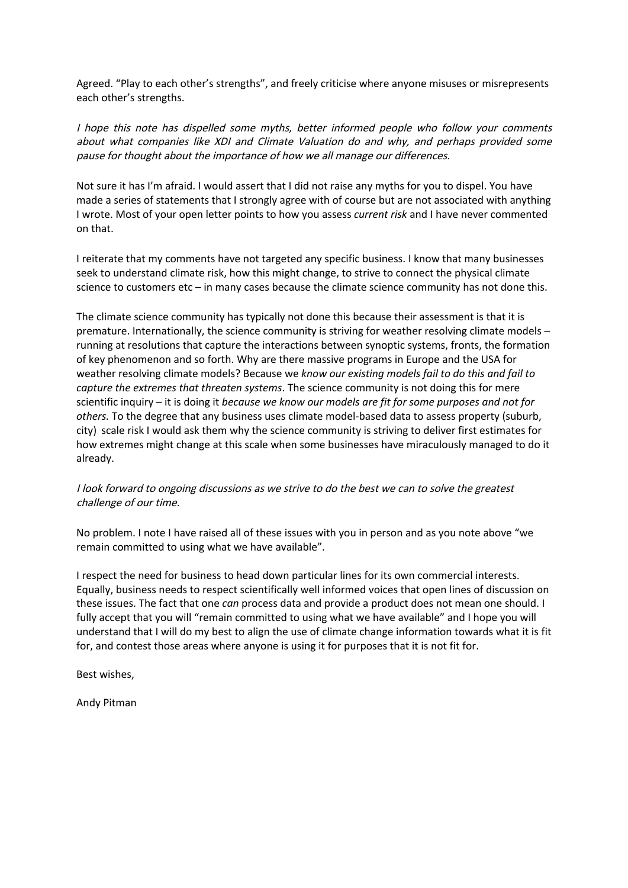Agreed. "Play to each other's strengths", and freely criticise where anyone misuses or misrepresents each other's strengths.

*I hope this note has dispelled some myths, better informed people who follow your comments about what companies like XDI and Climate Valuation do and why, and perhaps provided some pause for thought about the importance of how we all manage our differences.*

Not sure it has I'm afraid. I would assert that I did not raise any myths for you to dispel. You have made a series of statements that I strongly agree with of course but are not associated with anything I wrote. Most of your open letter points to how you assess *current risk* and I have never commented on that.

I reiterate that my comments have not targeted any specific business. I know that many businesses seek to understand climate risk, how this might change, to strive to connect the physical climate science to customers etc – in many cases because the climate science community has not done this.

The climate science community has typically not done this because their assessment is that it is premature. Internationally, the science community is striving for weather resolving climate models – running at resolutions that capture the interactions between synoptic systems, fronts, the formation of key phenomenon and so forth. Why are there massive programs in Europe and the USA for weather resolving climate models? Because we *know our existing models fail to do this and fail to capture the extremes that threaten systems*. The science community is not doing this for mere scientific inquiry – it is doing it *because we know our models are fit for some purposes and not for others.* To the degree that any business uses climate model-based data to assess property (suburb, city) scale risk I would ask them why the science community is striving to deliver first estimates for how extremes might change at this scale when some businesses have miraculously managed to do it already.

*I look forward to ongoing discussions as we strive to do the best we can to solve the greatest challenge of our time.*

No problem. I note I have raised all of these issues with you in person and as you note above "we remain committed to using what we have available".

I respect the need for business to head down particular lines for its own commercial interests. Equally, business needs to respect scientifically well informed voices that open lines of discussion on these issues. The fact that one *can* process data and provide a product does not mean one should. I fully accept that you will "remain committed to using what we have available" and I hope you will understand that I will do my best to align the use of climate change information towards what it is fit for, and contest those areas where anyone is using it for purposes that it is not fit for.

Best wishes,

Andy Pitman